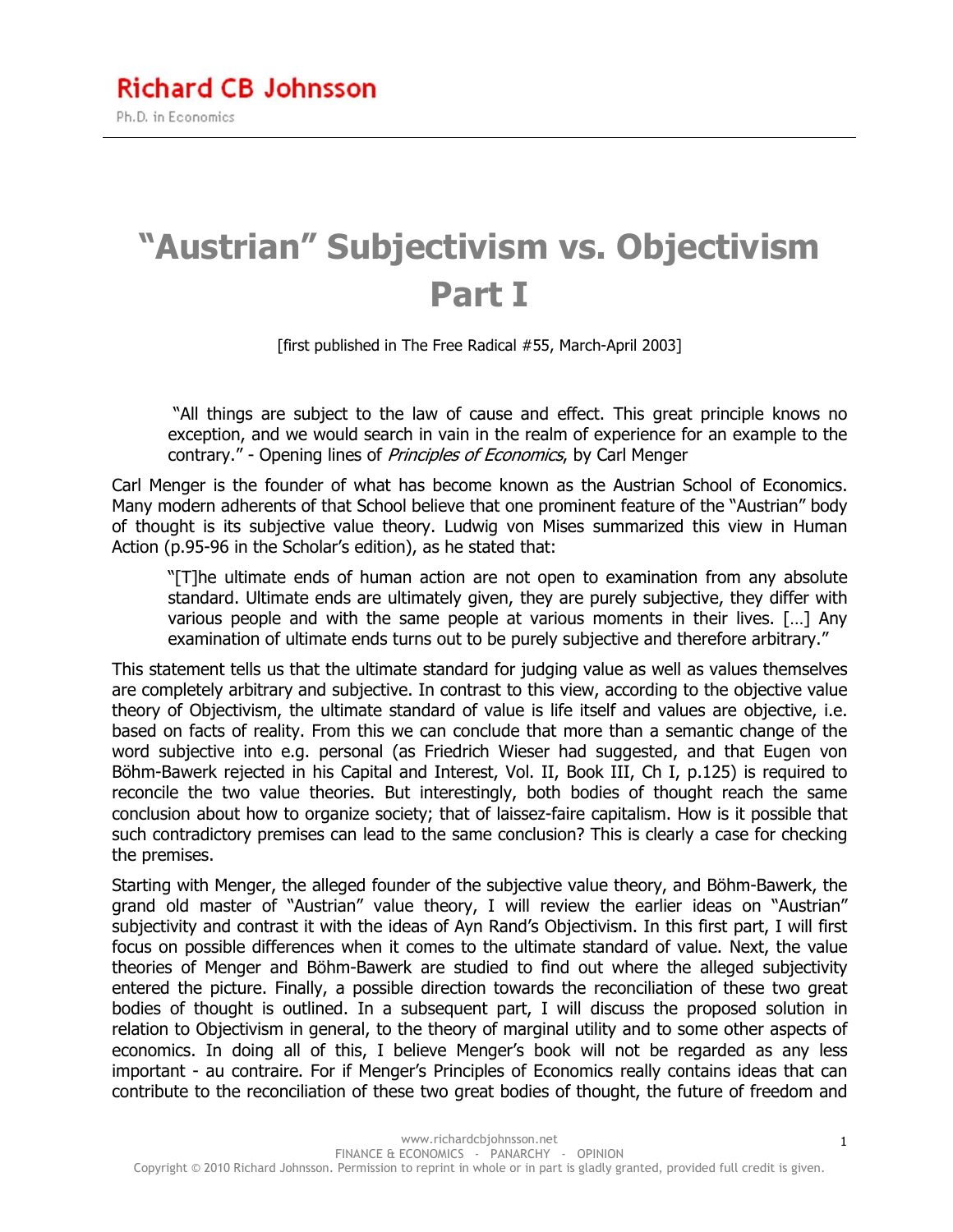Richard CB Johnsson

Ph.D. in Economics

# "Austrian" Subjectivism vs. Objectivism Part I

[first published in The Free Radical #55, March-April 2003]

> "All things are subject to the law of cause and effect. This great principle knows no exception, and we would search in vain in the realm of experience for an example to the contrary." - Opening lines of *Principles of Economics*, by Carl Menger

Carl Menger is the founder of what has become known as the Austrian School of Economics. Many modern adherents of that School believe that one prominent feature of the "Austrian" body of thought is its subjective value theory. Ludwig von Mises summarized this view in Human Action (p.95-96 in the Scholar's edition), as he stated that:

> "[T]he ultimate ends of human action are not open to examination from any absolute standard. Ultimate ends are ultimately given, they are purely subjective, they differ with various people and with the same people at various moments in their lives. […] Any examination of ultimate ends turns out to be purely subjective and therefore arbitrary."

This statement tells us that the ultimate standard for judging value as well as values themselves are completely arbitrary and subjective. In contrast to this view, according to the objective value theory of Objectivism, the ultimate standard of value is life itself and values are objective, i.e. based on facts of reality. From this we can conclude that more than a semantic change of the word subjective into e.g. personal (as Friedrich Wieser had suggested, and that Eugen von Böhm-Bawerk rejected in his Capital and Interest, Vol. II, Book III, Ch I, p.125) is required to reconcile the two value theories. But interestingly, both bodies of thought reach the same conclusion about how to organize society; that of laissez-faire capitalism. How is it possible that such contradictory premises can lead to the same conclusion? This is clearly a case for checking the premises.

Starting with Menger, the alleged founder of the subjective value theory, and Böhm-Bawerk, the grand old master of "Austrian" value theory, I will review the earlier ideas on "Austrian" subjectivity and contrast it with the ideas of Ayn Rand's Objectivism. In this first part, I will first focus on possible differences when it comes to the ultimate standard of value. Next, the value theories of Menger and Böhm-Bawerk are studied to find out where the alleged subjectivity entered the picture. Finally, a possible direction towards the reconciliation of these two great bodies of thought is outlined. In a subsequent part, I will discuss the proposed solution in relation to Objectivism in general, to the theory of marginal utility and to some other aspects of economics. In doing all of this, I believe Menger's book will not be regarded as any less important - au contraire. For if Menger's Principles of Economics really contains ideas that can contribute to the reconciliation of these two great bodies of thought, the future of freedom and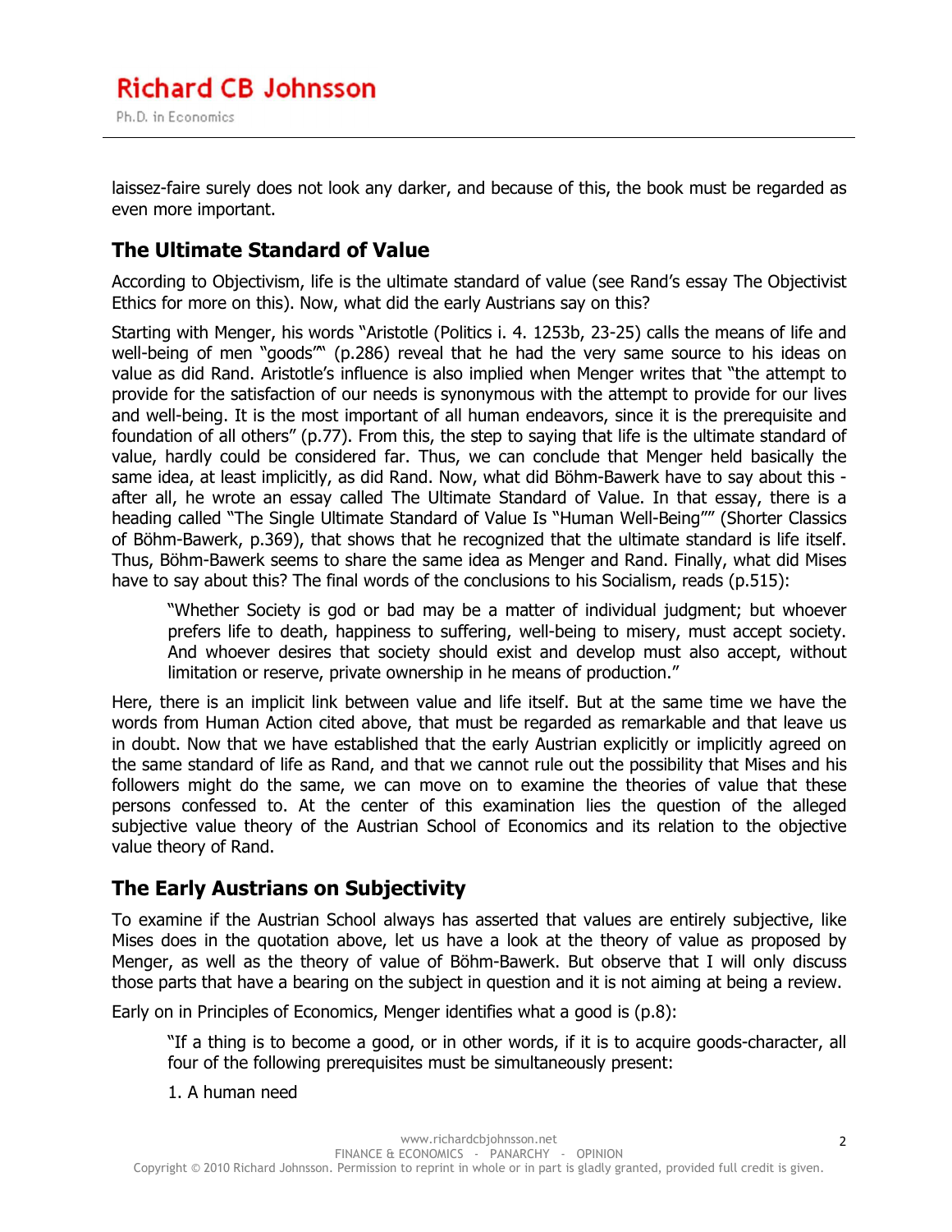laissez-faire surely does not look any darker, and because of this, the book must be regarded as even more important.

## The Ultimate Standard of Value

According to Objectivism, life is the ultimate standard of value (see Rand's essay The Objectivist Ethics for more on this). Now, what did the early Austrians say on this?

Starting with Menger, his words "Aristotle (Politics i. 4. 1253b, 23-25) calls the means of life and well-being of men "goods"" (p.286) reveal that he had the very same source to his ideas on value as did Rand. Aristotle's influence is also implied when Menger writes that "the attempt to provide for the satisfaction of our needs is synonymous with the attempt to provide for our lives and well-being. It is the most important of all human endeavors, since it is the prerequisite and foundation of all others" (p.77). From this, the step to saying that life is the ultimate standard of value, hardly could be considered far. Thus, we can conclude that Menger held basically the same idea, at least implicitly, as did Rand. Now, what did Böhm-Bawerk have to say about this - after all, he wrote an essay called The Ultimate Standard of Value. In that essay, there is a heading called "The Single Ultimate Standard of Value Is "Human Well-Being"" (Shorter Classics of Böhm-Bawerk, p.369), that shows that he recognized that the ultimate standard is life itself. Thus, Böhm-Bawerk seems to share the same idea as Menger and Rand. Finally, what did Mises have to say about this? The final words of the conclusions to his Socialism, reads (p.515):

> "Whether Society is god or bad may be a matter of individual judgment; but whoever prefers life to death, happiness to suffering, well-being to misery, must accept society. And whoever desires that society should exist and develop must also accept, without limitation or reserve, private ownership in he means of production."

Here, there is an implicit link between value and life itself. But at the same time we have the words from Human Action cited above, that must be regarded as remarkable and that leave us in doubt. Now that we have established that the early Austrian explicitly or implicitly agreed on the same standard of life as Rand, and that we cannot rule out the possibility that Mises and his followers might do the same, we can move on to examine the theories of value that these persons confessed to. At the center of this examination lies the question of the alleged subjective value theory of the Austrian School of Economics and its relation to the objective value theory of Rand.

## The Early Austrians on Subjectivity

To examine if the Austrian School always has asserted that values are entirely subjective, like Mises does in the quotation above, let us have a look at the theory of value as proposed by Menger, as well as the theory of value of Böhm-Bawerk. But observe that I will only discuss those parts that have a bearing on the subject in question and it is not aiming at being a review.

Early on in Principles of Economics, Menger identifies what a good is (p.8):

> "If a thing is to become a good, or in other words, if it is to acquire goods-character, all four of the following prerequisites must be simultaneously present:
>
> 1. A human need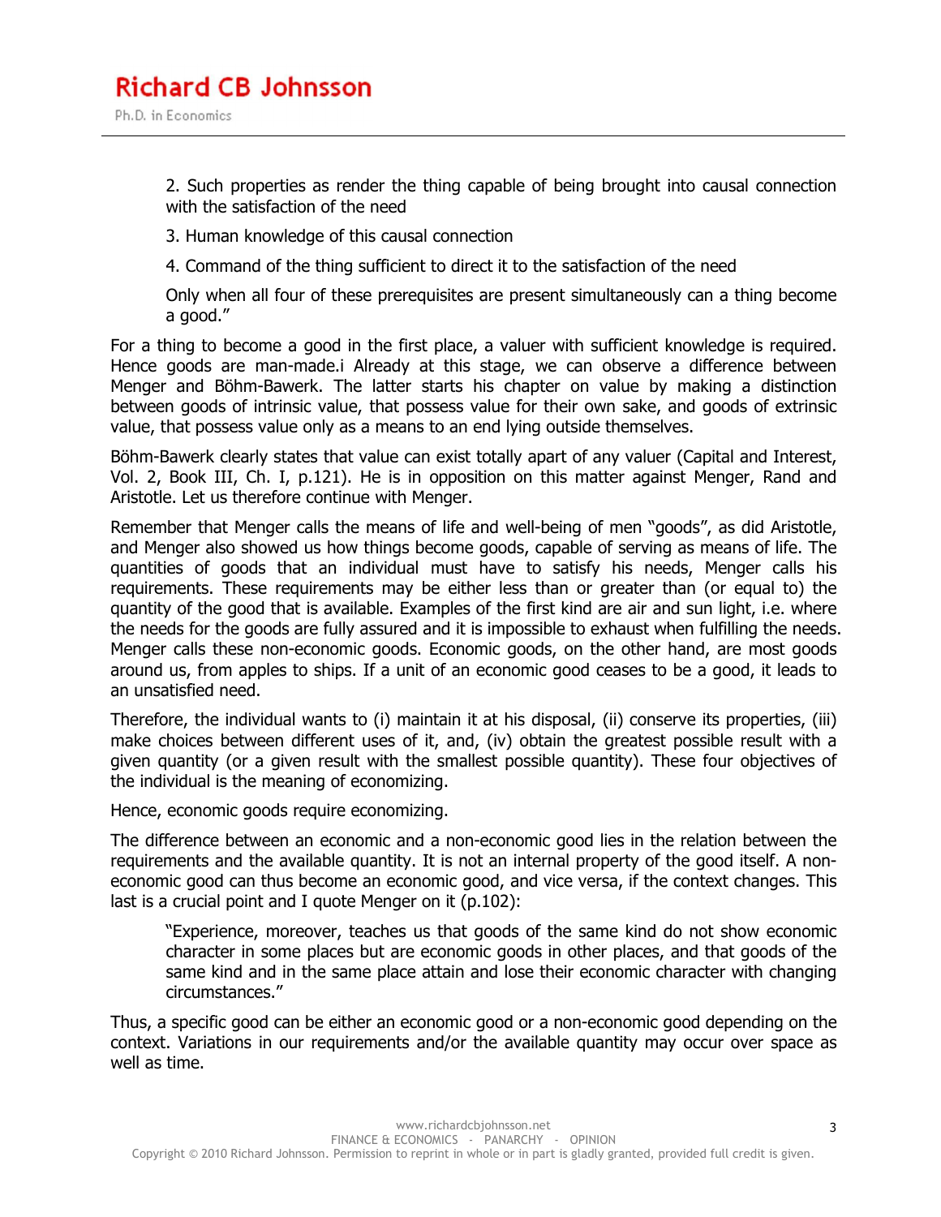> 2. Such properties as render the thing capable of being brought into causal connection with the satisfaction of the need
>
> 3. Human knowledge of this causal connection
>
> 4. Command of the thing sufficient to direct it to the satisfaction of the need
>
> Only when all four of these prerequisites are present simultaneously can a thing become a good."

For a thing to become a good in the first place, a valuer with sufficient knowledge is required. Hence goods are man-made.i Already at this stage, we can observe a difference between Menger and Böhm-Bawerk. The latter starts his chapter on value by making a distinction between goods of intrinsic value, that possess value for their own sake, and goods of extrinsic value, that possess value only as a means to an end lying outside themselves.

Böhm-Bawerk clearly states that value can exist totally apart of any valuer (Capital and Interest, Vol. 2, Book III, Ch. I, p.121). He is in opposition on this matter against Menger, Rand and Aristotle. Let us therefore continue with Menger.

Remember that Menger calls the means of life and well-being of men "goods", as did Aristotle, and Menger also showed us how things become goods, capable of serving as means of life. The quantities of goods that an individual must have to satisfy his needs, Menger calls his requirements. These requirements may be either less than or greater than (or equal to) the quantity of the good that is available. Examples of the first kind are air and sun light, i.e. where the needs for the goods are fully assured and it is impossible to exhaust when fulfilling the needs. Menger calls these non-economic goods. Economic goods, on the other hand, are most goods around us, from apples to ships. If a unit of an economic good ceases to be a good, it leads to an unsatisfied need.

Therefore, the individual wants to (i) maintain it at his disposal, (ii) conserve its properties, (iii) make choices between different uses of it, and, (iv) obtain the greatest possible result with a given quantity (or a given result with the smallest possible quantity). These four objectives of the individual is the meaning of economizing.

Hence, economic goods require economizing.

The difference between an economic and a non-economic good lies in the relation between the requirements and the available quantity. It is not an internal property of the good itself. A non-economic good can thus become an economic good, and vice versa, if the context changes. This last is a crucial point and I quote Menger on it (p.102):

> "Experience, moreover, teaches us that goods of the same kind do not show economic character in some places but are economic goods in other places, and that goods of the same kind and in the same place attain and lose their economic character with changing circumstances."

Thus, a specific good can be either an economic good or a non-economic good depending on the context. Variations in our requirements and/or the available quantity may occur over space as well as time.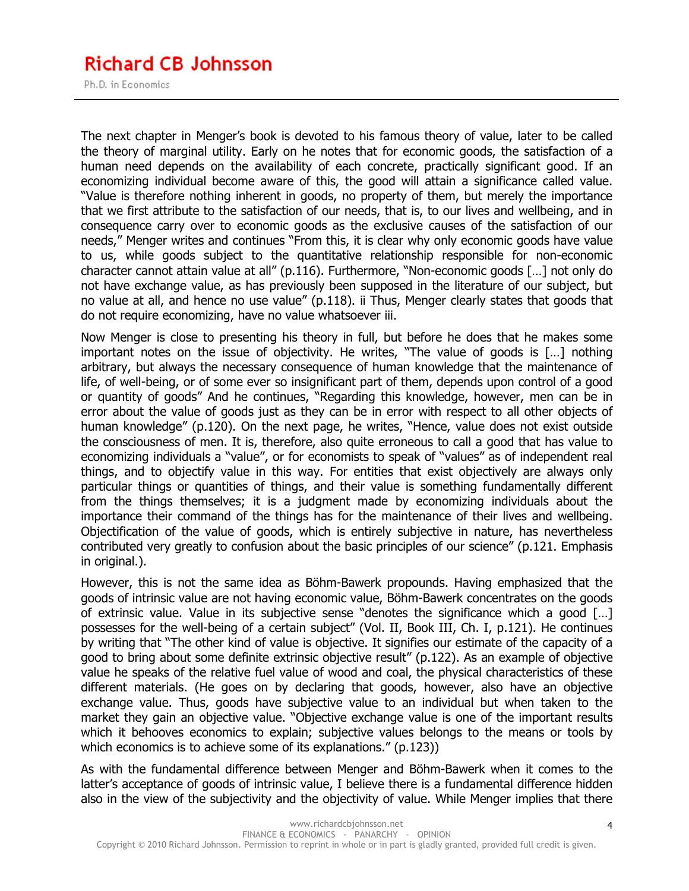The next chapter in Menger's book is devoted to his famous theory of value, later to be called the theory of marginal utility. Early on he notes that for economic goods, the satisfaction of a human need depends on the availability of each concrete, practically significant good. If an economizing individual become aware of this, the good will attain a significance called value. "Value is therefore nothing inherent in goods, no property of them, but merely the importance that we first attribute to the satisfaction of our needs, that is, to our lives and wellbeing, and in consequence carry over to economic goods as the exclusive causes of the satisfaction of our needs," Menger writes and continues "From this, it is clear why only economic goods have value to us, while goods subject to the quantitative relationship responsible for non-economic character cannot attain value at all" (p.116). Furthermore, "Non-economic goods […] not only do not have exchange value, as has previously been supposed in the literature of our subject, but no value at all, and hence no use value" (p.118). ii Thus, Menger clearly states that goods that do not require economizing, have no value whatsoever iii.

Now Menger is close to presenting his theory in full, but before he does that he makes some important notes on the issue of objectivity. He writes, "The value of goods is […] nothing arbitrary, but always the necessary consequence of human knowledge that the maintenance of life, of well-being, or of some ever so insignificant part of them, depends upon control of a good or quantity of goods" And he continues, "Regarding this knowledge, however, men can be in error about the value of goods just as they can be in error with respect to all other objects of human knowledge" (p.120). On the next page, he writes, "Hence, value does not exist outside the consciousness of men. It is, therefore, also quite erroneous to call a good that has value to economizing individuals a "value", or for economists to speak of "values" as of independent real things, and to objectify value in this way. For entities that exist objectively are always only particular things or quantities of things, and their value is something fundamentally different from the things themselves; it is a judgment made by economizing individuals about the importance their command of the things has for the maintenance of their lives and wellbeing. Objectification of the value of goods, which is entirely subjective in nature, has nevertheless contributed very greatly to confusion about the basic principles of our science" (p.121. Emphasis in original.).

However, this is not the same idea as Böhm-Bawerk propounds. Having emphasized that the goods of intrinsic value are not having economic value, Böhm-Bawerk concentrates on the goods of extrinsic value. Value in its subjective sense "denotes the significance which a good […] possesses for the well-being of a certain subject" (Vol. II, Book III, Ch. I, p.121). He continues by writing that "The other kind of value is objective. It signifies our estimate of the capacity of a good to bring about some definite extrinsic objective result" (p.122). As an example of objective value he speaks of the relative fuel value of wood and coal, the physical characteristics of these different materials. (He goes on by declaring that goods, however, also have an objective exchange value. Thus, goods have subjective value to an individual but when taken to the market they gain an objective value. "Objective exchange value is one of the important results which it behooves economics to explain; subjective values belongs to the means or tools by which economics is to achieve some of its explanations." (p.123))

As with the fundamental difference between Menger and Böhm-Bawerk when it comes to the latter's acceptance of goods of intrinsic value, I believe there is a fundamental difference hidden also in the view of the subjectivity and the objectivity of value. While Menger implies that there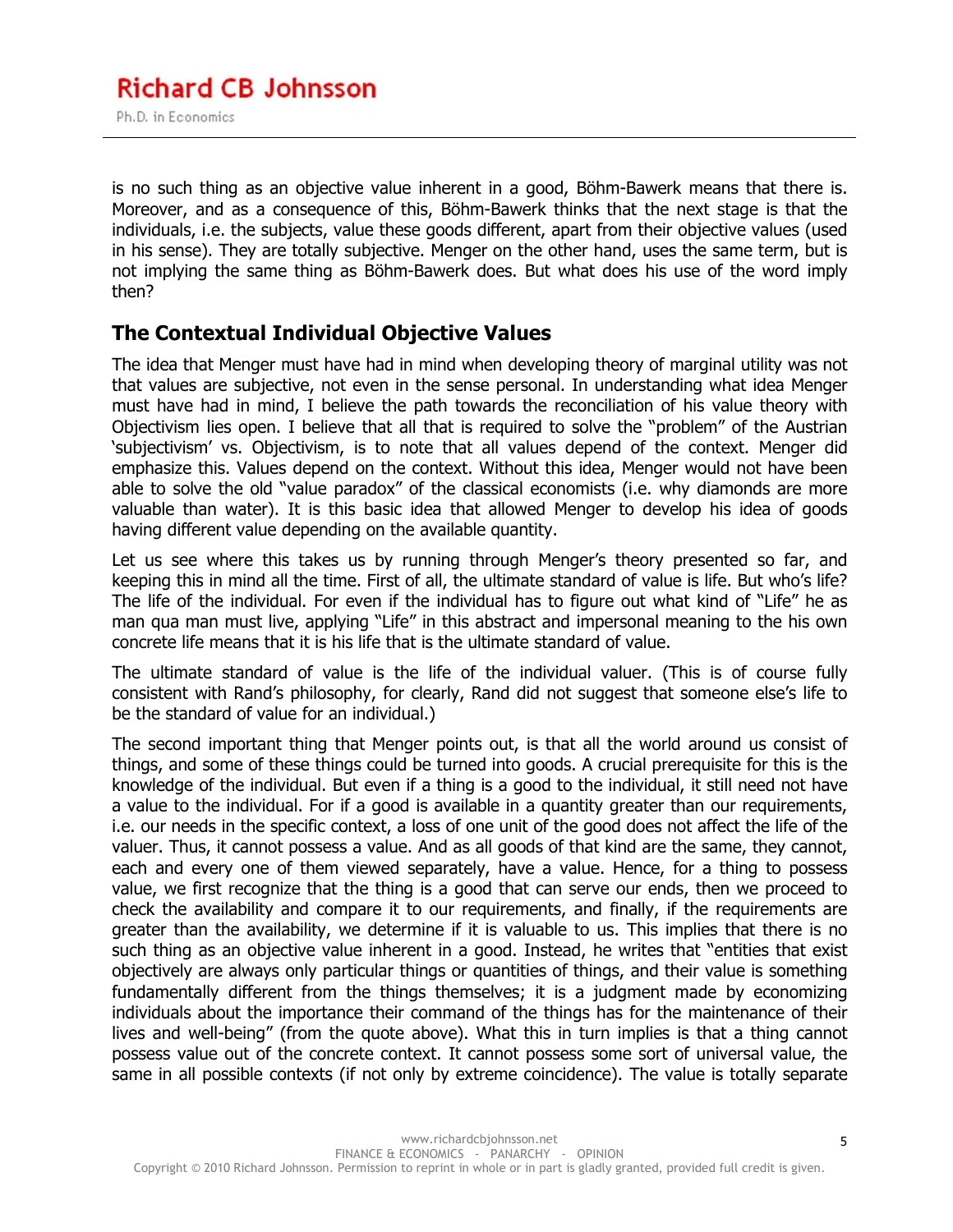is no such thing as an objective value inherent in a good, Böhm-Bawerk means that there is. Moreover, and as a consequence of this, Böhm-Bawerk thinks that the next stage is that the individuals, i.e. the subjects, value these goods different, apart from their objective values (used in his sense). They are totally subjective. Menger on the other hand, uses the same term, but is not implying the same thing as Böhm-Bawerk does. But what does his use of the word imply then?

## The Contextual Individual Objective Values

The idea that Menger must have had in mind when developing theory of marginal utility was not that values are subjective, not even in the sense personal. In understanding what idea Menger must have had in mind, I believe the path towards the reconciliation of his value theory with Objectivism lies open. I believe that all that is required to solve the "problem" of the Austrian 'subjectivism' vs. Objectivism, is to note that all values depend of the context. Menger did emphasize this. Values depend on the context. Without this idea, Menger would not have been able to solve the old "value paradox" of the classical economists (i.e. why diamonds are more valuable than water). It is this basic idea that allowed Menger to develop his idea of goods having different value depending on the available quantity.

Let us see where this takes us by running through Menger's theory presented so far, and keeping this in mind all the time. First of all, the ultimate standard of value is life. But who's life? The life of the individual. For even if the individual has to figure out what kind of "Life" he as man qua man must live, applying "Life" in this abstract and impersonal meaning to the his own concrete life means that it is his life that is the ultimate standard of value.

The ultimate standard of value is the life of the individual valuer. (This is of course fully consistent with Rand's philosophy, for clearly, Rand did not suggest that someone else's life to be the standard of value for an individual.)

The second important thing that Menger points out, is that all the world around us consist of things, and some of these things could be turned into goods. A crucial prerequisite for this is the knowledge of the individual. But even if a thing is a good to the individual, it still need not have a value to the individual. For if a good is available in a quantity greater than our requirements, i.e. our needs in the specific context, a loss of one unit of the good does not affect the life of the valuer. Thus, it cannot possess a value. And as all goods of that kind are the same, they cannot, each and every one of them viewed separately, have a value. Hence, for a thing to possess value, we first recognize that the thing is a good that can serve our ends, then we proceed to check the availability and compare it to our requirements, and finally, if the requirements are greater than the availability, we determine if it is valuable to us. This implies that there is no such thing as an objective value inherent in a good. Instead, he writes that "entities that exist objectively are always only particular things or quantities of things, and their value is something fundamentally different from the things themselves; it is a judgment made by economizing individuals about the importance their command of the things has for the maintenance of their lives and well-being" (from the quote above). What this in turn implies is that a thing cannot possess value out of the concrete context. It cannot possess some sort of universal value, the same in all possible contexts (if not only by extreme coincidence). The value is totally separate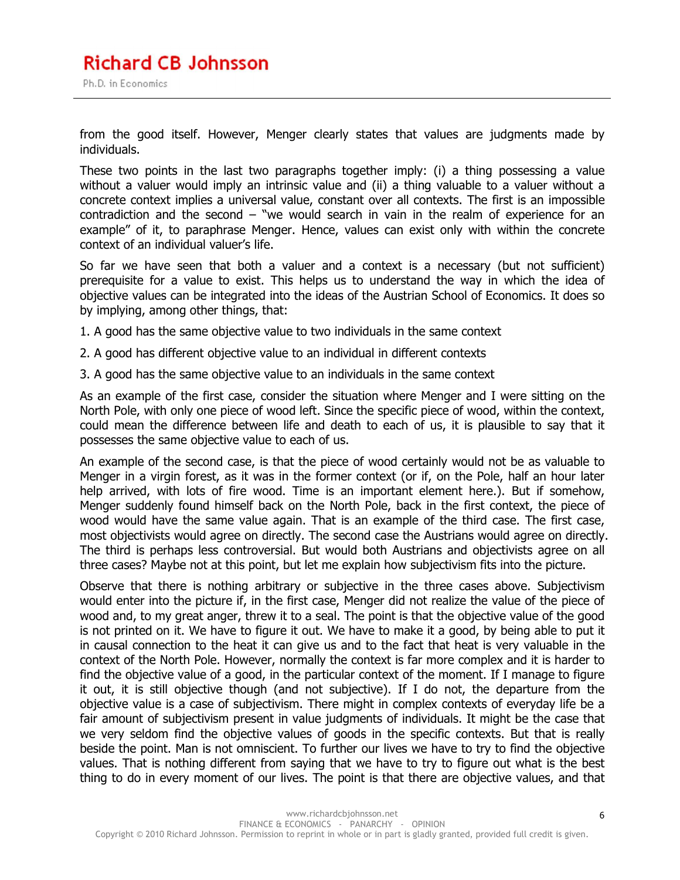from the good itself. However, Menger clearly states that values are judgments made by individuals.

These two points in the last two paragraphs together imply: (i) a thing possessing a value without a valuer would imply an intrinsic value and (ii) a thing valuable to a valuer without a concrete context implies a universal value, constant over all contexts. The first is an impossible contradiction and the second – "we would search in vain in the realm of experience for an example" of it, to paraphrase Menger. Hence, values can exist only with within the concrete context of an individual valuer's life.

So far we have seen that both a valuer and a context is a necessary (but not sufficient) prerequisite for a value to exist. This helps us to understand the way in which the idea of objective values can be integrated into the ideas of the Austrian School of Economics. It does so by implying, among other things, that:

1. A good has the same objective value to two individuals in the same context
2. A good has different objective value to an individual in different contexts
3. A good has the same objective value to an individuals in the same context

As an example of the first case, consider the situation where Menger and I were sitting on the North Pole, with only one piece of wood left. Since the specific piece of wood, within the context, could mean the difference between life and death to each of us, it is plausible to say that it possesses the same objective value to each of us.

An example of the second case, is that the piece of wood certainly would not be as valuable to Menger in a virgin forest, as it was in the former context (or if, on the Pole, half an hour later help arrived, with lots of fire wood. Time is an important element here.). But if somehow, Menger suddenly found himself back on the North Pole, back in the first context, the piece of wood would have the same value again. That is an example of the third case. The first case, most objectivists would agree on directly. The second case the Austrians would agree on directly. The third is perhaps less controversial. But would both Austrians and objectivists agree on all three cases? Maybe not at this point, but let me explain how subjectivism fits into the picture.

Observe that there is nothing arbitrary or subjective in the three cases above. Subjectivism would enter into the picture if, in the first case, Menger did not realize the value of the piece of wood and, to my great anger, threw it to a seal. The point is that the objective value of the good is not printed on it. We have to figure it out. We have to make it a good, by being able to put it in causal connection to the heat it can give us and to the fact that heat is very valuable in the context of the North Pole. However, normally the context is far more complex and it is harder to find the objective value of a good, in the particular context of the moment. If I manage to figure it out, it is still objective though (and not subjective). If I do not, the departure from the objective value is a case of subjectivism. There might in complex contexts of everyday life be a fair amount of subjectivism present in value judgments of individuals. It might be the case that we very seldom find the objective values of goods in the specific contexts. But that is really beside the point. Man is not omniscient. To further our lives we have to try to find the objective values. That is nothing different from saying that we have to try to figure out what is the best thing to do in every moment of our lives. The point is that there are objective values, and that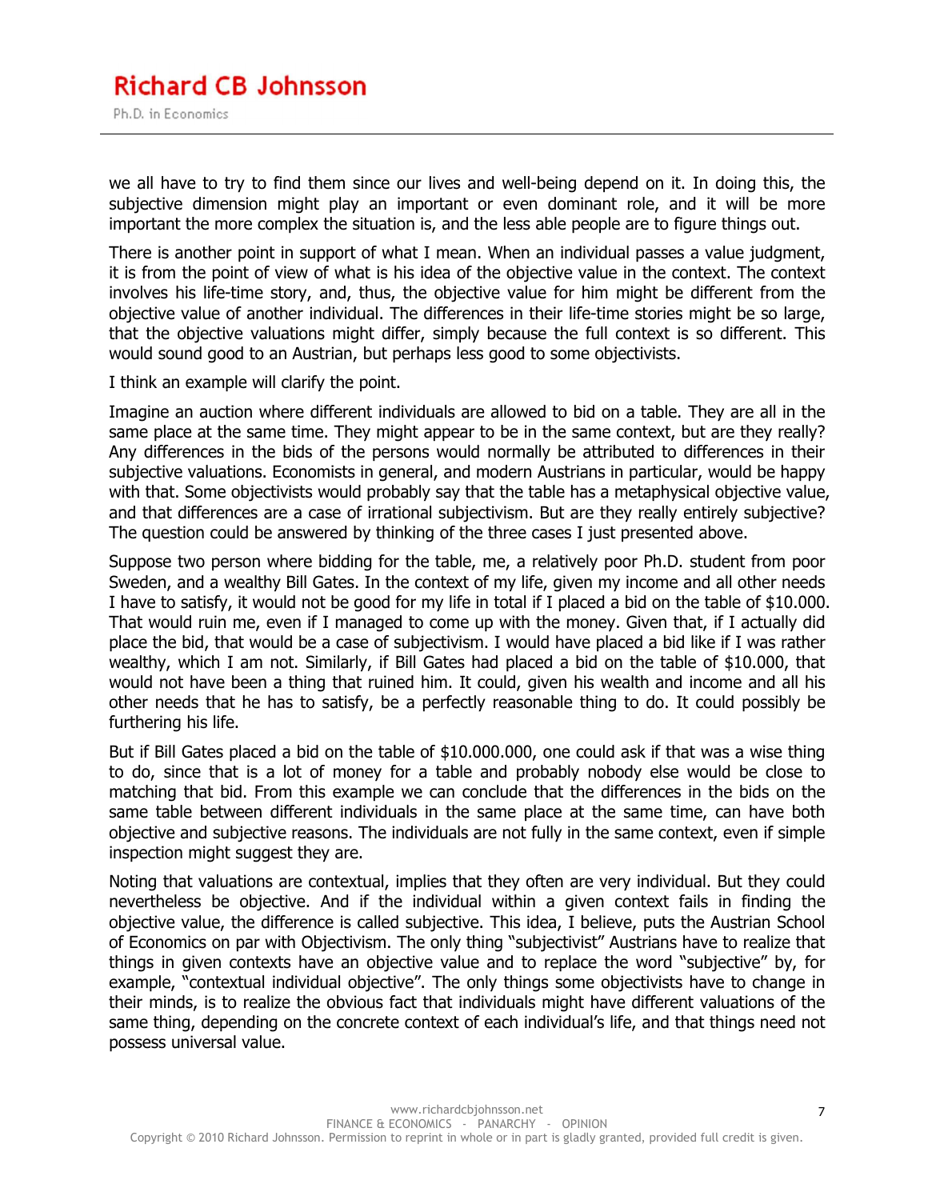we all have to try to find them since our lives and well-being depend on it. In doing this, the subjective dimension might play an important or even dominant role, and it will be more important the more complex the situation is, and the less able people are to figure things out.

There is another point in support of what I mean. When an individual passes a value judgment, it is from the point of view of what is his idea of the objective value in the context. The context involves his life-time story, and, thus, the objective value for him might be different from the objective value of another individual. The differences in their life-time stories might be so large, that the objective valuations might differ, simply because the full context is so different. This would sound good to an Austrian, but perhaps less good to some objectivists.

I think an example will clarify the point.

Imagine an auction where different individuals are allowed to bid on a table. They are all in the same place at the same time. They might appear to be in the same context, but are they really? Any differences in the bids of the persons would normally be attributed to differences in their subjective valuations. Economists in general, and modern Austrians in particular, would be happy with that. Some objectivists would probably say that the table has a metaphysical objective value, and that differences are a case of irrational subjectivism. But are they really entirely subjective? The question could be answered by thinking of the three cases I just presented above.

Suppose two person where bidding for the table, me, a relatively poor Ph.D. student from poor Sweden, and a wealthy Bill Gates. In the context of my life, given my income and all other needs I have to satisfy, it would not be good for my life in total if I placed a bid on the table of $10.000. That would ruin me, even if I managed to come up with the money. Given that, if I actually did place the bid, that would be a case of subjectivism. I would have placed a bid like if I was rather wealthy, which I am not. Similarly, if Bill Gates had placed a bid on the table of $10.000, that would not have been a thing that ruined him. It could, given his wealth and income and all his other needs that he has to satisfy, be a perfectly reasonable thing to do. It could possibly be furthering his life.

But if Bill Gates placed a bid on the table of $10.000.000, one could ask if that was a wise thing to do, since that is a lot of money for a table and probably nobody else would be close to matching that bid. From this example we can conclude that the differences in the bids on the same table between different individuals in the same place at the same time, can have both objective and subjective reasons. The individuals are not fully in the same context, even if simple inspection might suggest they are.

Noting that valuations are contextual, implies that they often are very individual. But they could nevertheless be objective. And if the individual within a given context fails in finding the objective value, the difference is called subjective. This idea, I believe, puts the Austrian School of Economics on par with Objectivism. The only thing "subjectivist" Austrians have to realize that things in given contexts have an objective value and to replace the word "subjective" by, for example, "contextual individual objective". The only things some objectivists have to change in their minds, is to realize the obvious fact that individuals might have different valuations of the same thing, depending on the concrete context of each individual's life, and that things need not possess universal value.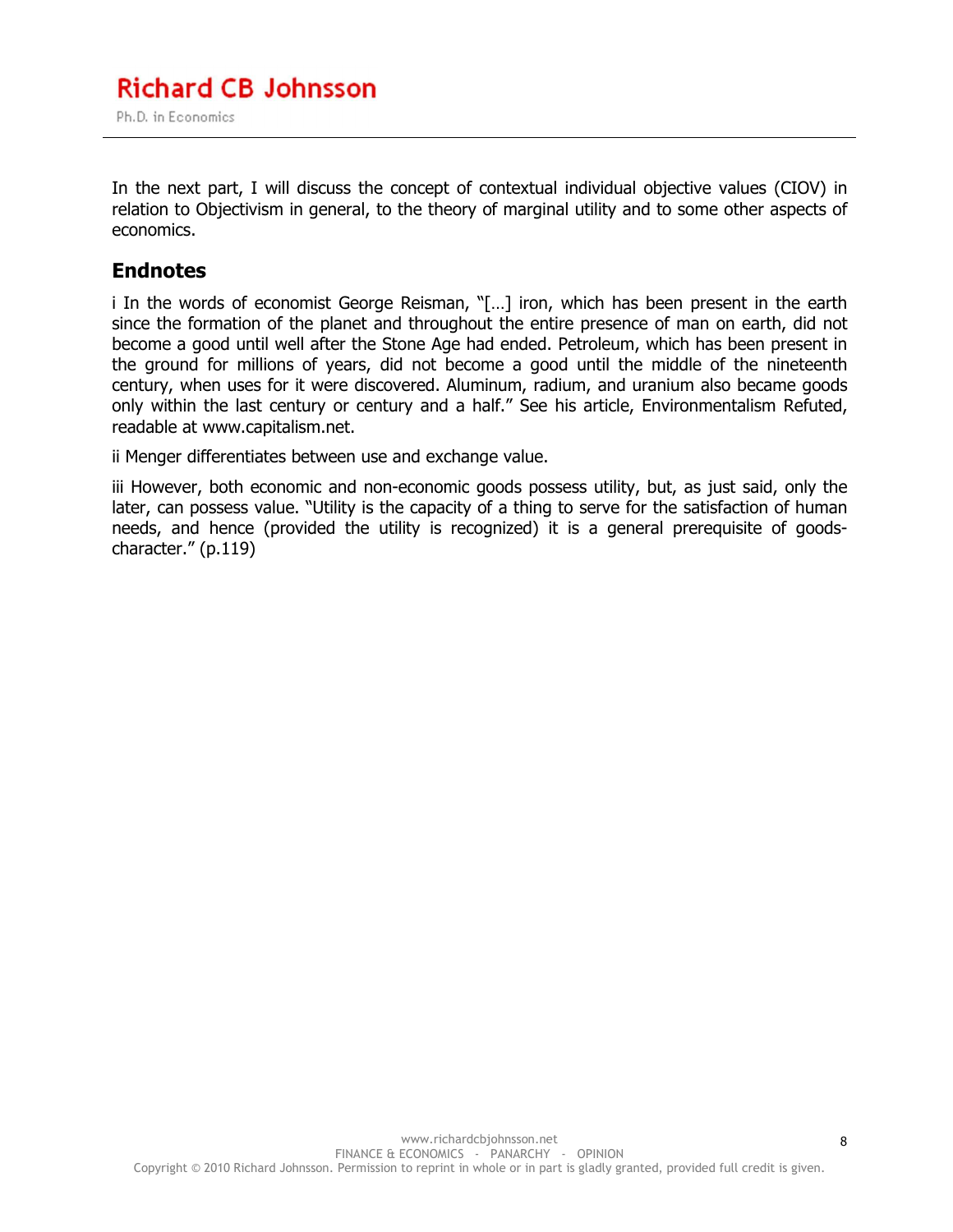In the next part, I will discuss the concept of contextual individual objective values (CIOV) in relation to Objectivism in general, to the theory of marginal utility and to some other aspects of economics.

## Endnotes

i In the words of economist George Reisman, "[…] iron, which has been present in the earth since the formation of the planet and throughout the entire presence of man on earth, did not become a good until well after the Stone Age had ended. Petroleum, which has been present in the ground for millions of years, did not become a good until the middle of the nineteenth century, when uses for it were discovered. Aluminum, radium, and uranium also became goods only within the last century or century and a half." See his article, Environmentalism Refuted, readable at www.capitalism.net.

ii Menger differentiates between use and exchange value.

iii However, both economic and non-economic goods possess utility, but, as just said, only the later, can possess value. "Utility is the capacity of a thing to serve for the satisfaction of human needs, and hence (provided the utility is recognized) it is a general prerequisite of goods-character." (p.119)